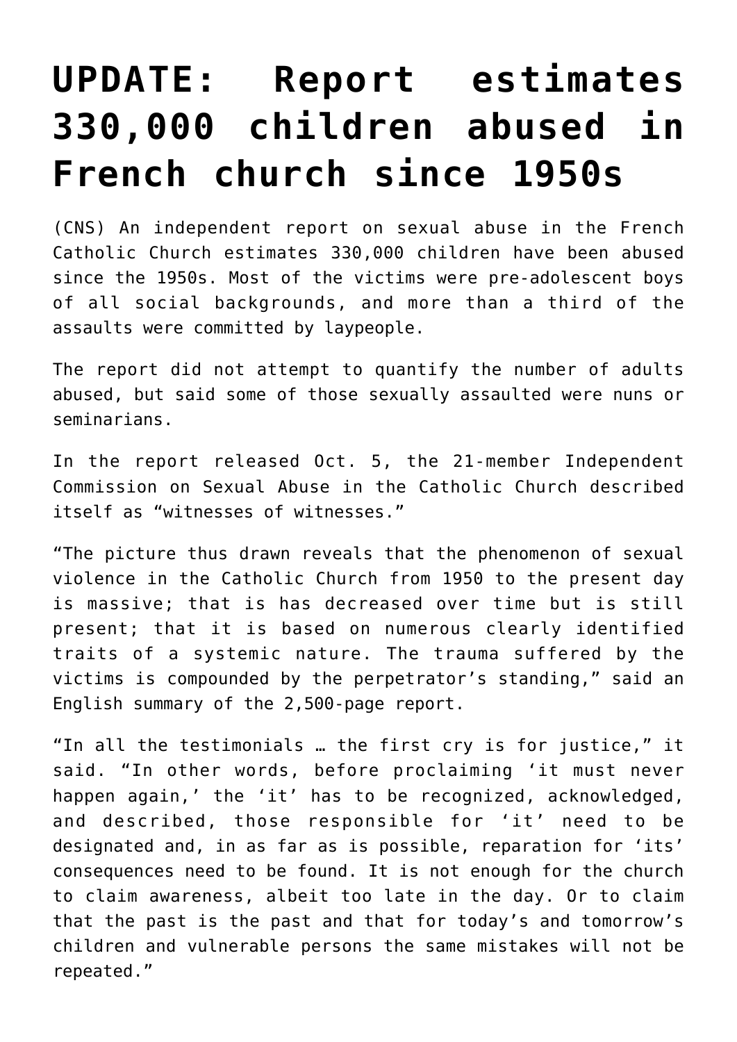# UPDATE: Report estimates 330,000 children abused in French church since 1950s

(CNS) An independent report on sexual abuse in the French Catholic Church estimates 330,000 children have been abused since the 1950s. Most of the victims were pre-adolescent boys of all social backgrounds, and more than a third of the assaults were committed by laypeople.

The report did not attempt to quantify the number of adults abused, but said some of those sexually assaulted were nuns or seminarians.

In the report released Oct. 5, the 21-member Independent Commission on Sexual Abuse in the Catholic Church described itself as "witnesses of witnesses."

"The picture thus drawn reveals that the phenomenon of sexual violence in the Catholic Church from 1950 to the present day is massive; that is has decreased over time but is still present; that it is based on numerous clearly identified traits of a systemic nature. The trauma suffered by the victims is compounded by the perpetrator's standing," said an English summary of the 2,500-page report.

"In all the testimonials … the first cry is for justice," it said. "In other words, before proclaiming 'it must never happen again,' the 'it' has to be recognized, acknowledged, and described, those responsible for 'it' need to be designated and, in as far as is possible, reparation for 'its' consequences need to be found. It is not enough for the church to claim awareness, albeit too late in the day. Or to claim that the past is the past and that for today's and tomorrow's children and vulnerable persons the same mistakes will not be repeated."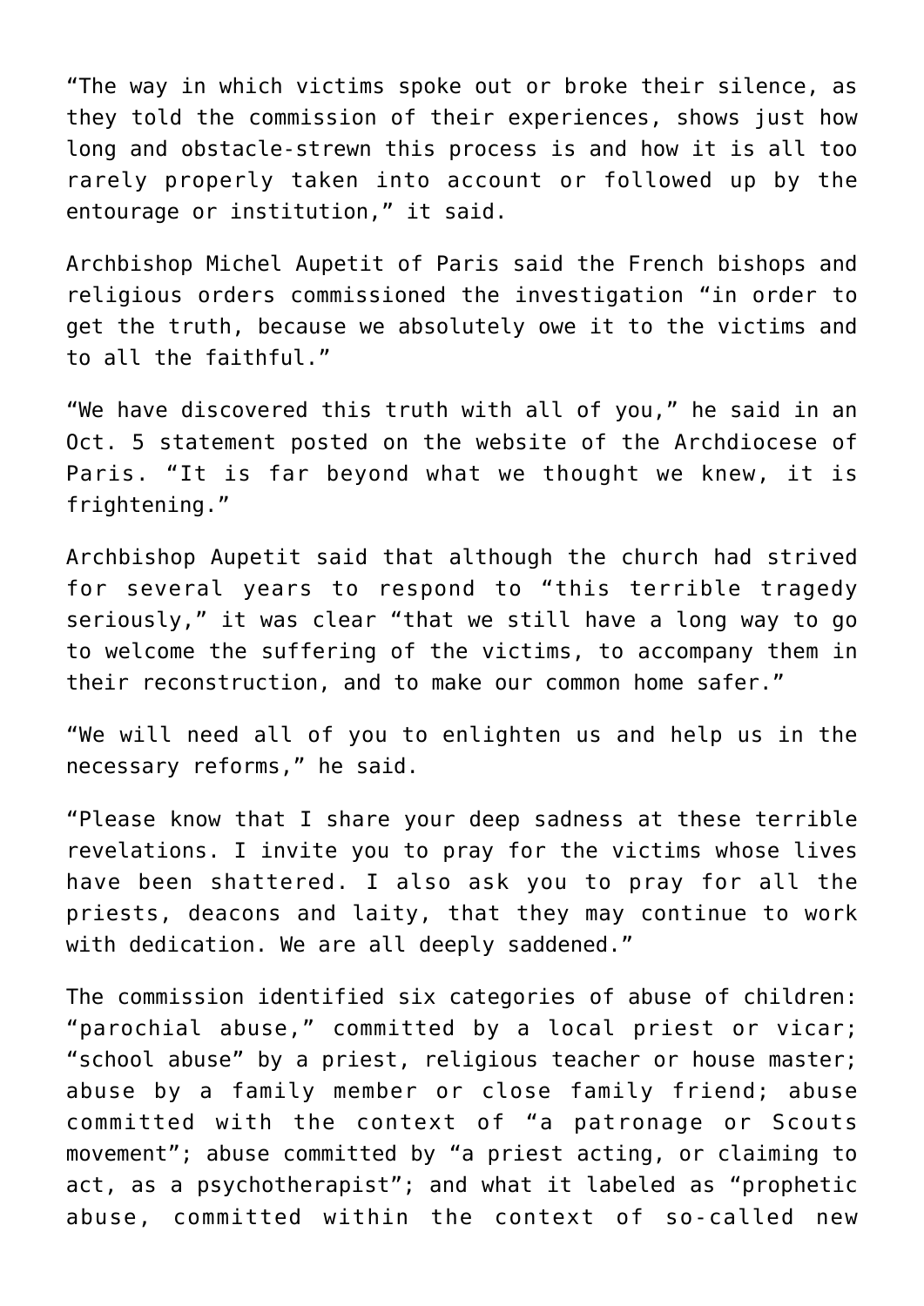"The way in which victims spoke out or broke their silence, as they told the commission of their experiences, shows just how long and obstacle-strewn this process is and how it is all too rarely properly taken into account or followed up by the entourage or institution," it said.

Archbishop Michel Aupetit of Paris said the French bishops and religious orders commissioned the investigation "in order to get the truth, because we absolutely owe it to the victims and to all the faithful."

"We have discovered this truth with all of you," he said in an Oct. 5 statement posted on the website of the Archdiocese of Paris. "It is far beyond what we thought we knew, it is frightening."

Archbishop Aupetit said that although the church had strived for several years to respond to "this terrible tragedy seriously," it was clear "that we still have a long way to go to welcome the suffering of the victims, to accompany them in their reconstruction, and to make our common home safer."

"We will need all of you to enlighten us and help us in the necessary reforms," he said.

"Please know that I share your deep sadness at these terrible revelations. I invite you to pray for the victims whose lives have been shattered. I also ask you to pray for all the priests, deacons and laity, that they may continue to work with dedication. We are all deeply saddened."

The commission identified six categories of abuse of children: "parochial abuse," committed by a local priest or vicar; "school abuse" by a priest, religious teacher or house master; abuse by a family member or close family friend; abuse committed with the context of "a patronage or Scouts movement"; abuse committed by "a priest acting, or claiming to act, as a psychotherapist"; and what it labeled as "prophetic abuse, committed within the context of so-called new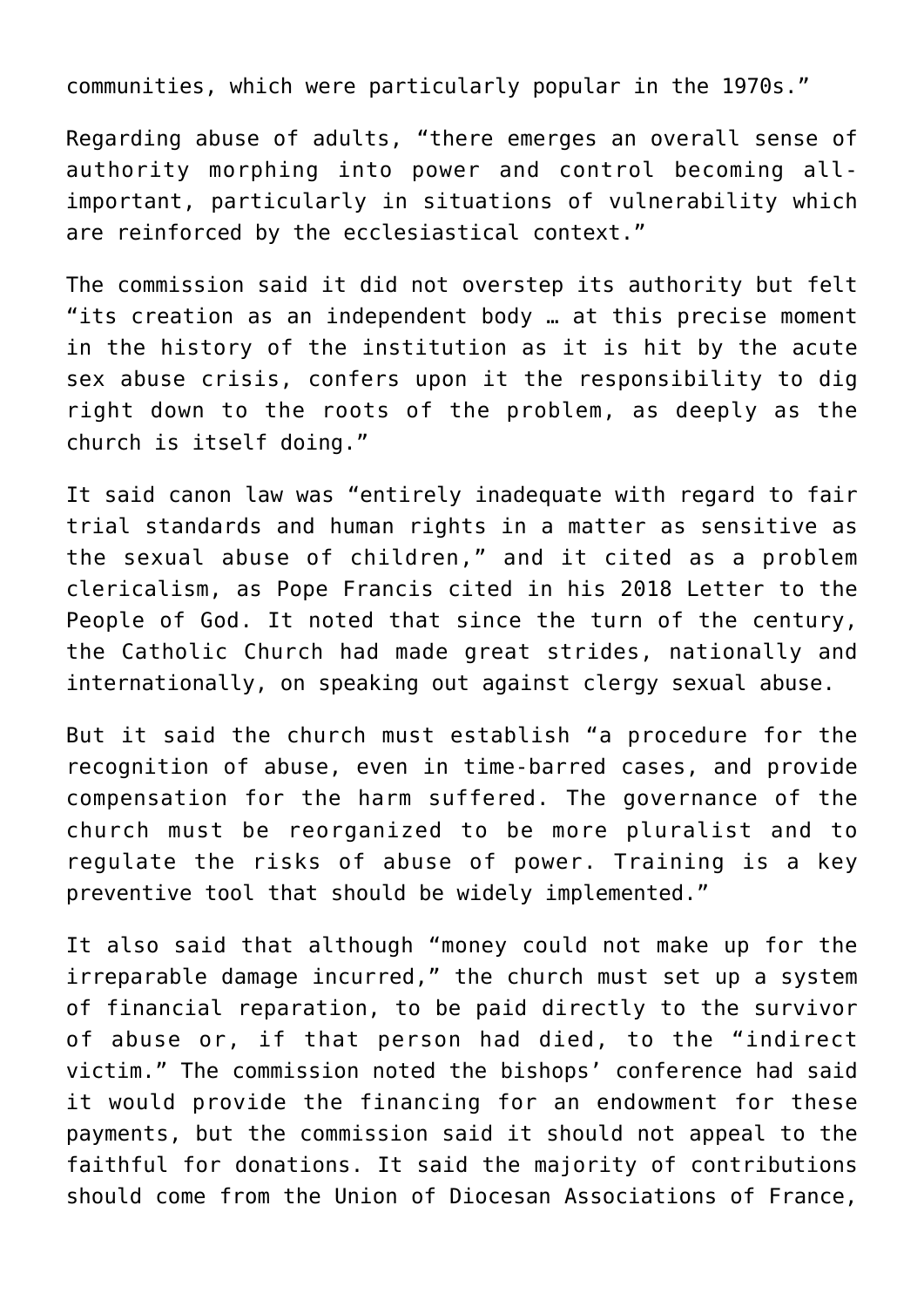communities, which were particularly popular in the 1970s."

Regarding abuse of adults, "there emerges an overall sense of authority morphing into power and control becoming all-important, particularly in situations of vulnerability which are reinforced by the ecclesiastical context."

The commission said it did not overstep its authority but felt "its creation as an independent body … at this precise moment in the history of the institution as it is hit by the acute sex abuse crisis, confers upon it the responsibility to dig right down to the roots of the problem, as deeply as the church is itself doing."

It said canon law was "entirely inadequate with regard to fair trial standards and human rights in a matter as sensitive as the sexual abuse of children," and it cited as a problem clericalism, as Pope Francis cited in his 2018 Letter to the People of God. It noted that since the turn of the century, the Catholic Church had made great strides, nationally and internationally, on speaking out against clergy sexual abuse.

But it said the church must establish "a procedure for the recognition of abuse, even in time-barred cases, and provide compensation for the harm suffered. The governance of the church must be reorganized to be more pluralist and to regulate the risks of abuse of power. Training is a key preventive tool that should be widely implemented."

It also said that although "money could not make up for the irreparable damage incurred," the church must set up a system of financial reparation, to be paid directly to the survivor of abuse or, if that person had died, to the "indirect victim." The commission noted the bishops' conference had said it would provide the financing for an endowment for these payments, but the commission said it should not appeal to the faithful for donations. It said the majority of contributions should come from the Union of Diocesan Associations of France,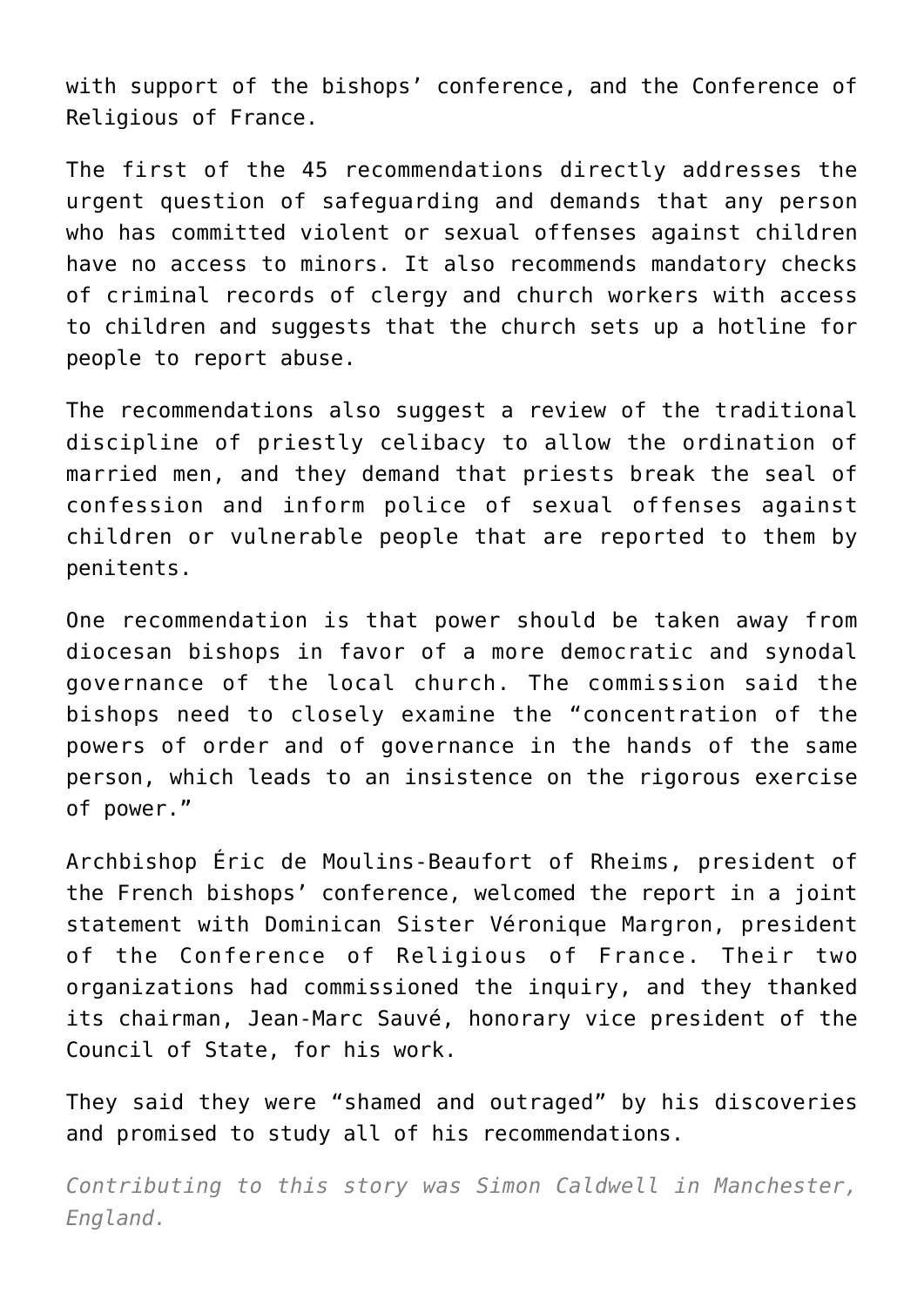with support of the bishops' conference, and the Conference of Religious of France.

The first of the 45 recommendations directly addresses the urgent question of safeguarding and demands that any person who has committed violent or sexual offenses against children have no access to minors. It also recommends mandatory checks of criminal records of clergy and church workers with access to children and suggests that the church sets up a hotline for people to report abuse.

The recommendations also suggest a review of the traditional discipline of priestly celibacy to allow the ordination of married men, and they demand that priests break the seal of confession and inform police of sexual offenses against children or vulnerable people that are reported to them by penitents.

One recommendation is that power should be taken away from diocesan bishops in favor of a more democratic and synodal governance of the local church. The commission said the bishops need to closely examine the "concentration of the powers of order and of governance in the hands of the same person, which leads to an insistence on the rigorous exercise of power."

Archbishop Éric de Moulins-Beaufort of Rheims, president of the French bishops' conference, welcomed the report in a joint statement with Dominican Sister Véronique Margron, president of the Conference of Religious of France. Their two organizations had commissioned the inquiry, and they thanked its chairman, Jean-Marc Sauvé, honorary vice president of the Council of State, for his work.

They said they were "shamed and outraged" by his discoveries and promised to study all of his recommendations.

*Contributing to this story was Simon Caldwell in Manchester, England.*